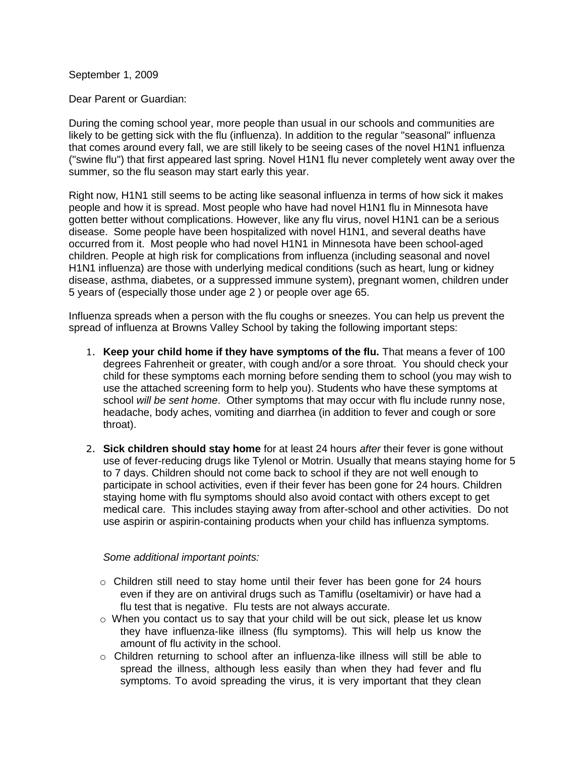September 1, 2009

Dear Parent or Guardian:

During the coming school year, more people than usual in our schools and communities are likely to be getting sick with the flu (influenza). In addition to the regular "seasonal" influenza that comes around every fall, we are still likely to be seeing cases of the novel H1N1 influenza ("swine flu") that first appeared last spring. Novel H1N1 flu never completely went away over the summer, so the flu season may start early this year.

Right now, H1N1 still seems to be acting like seasonal influenza in terms of how sick it makes people and how it is spread. Most people who have had novel H1N1 flu in Minnesota have gotten better without complications. However, like any flu virus, novel H1N1 can be a serious disease. Some people have been hospitalized with novel H1N1, and several deaths have occurred from it. Most people who had novel H1N1 in Minnesota have been school-aged children. People at high risk for complications from influenza (including seasonal and novel H1N1 influenza) are those with underlying medical conditions (such as heart, lung or kidney disease, asthma, diabetes, or a suppressed immune system), pregnant women, children under 5 years of (especially those under age 2 ) or people over age 65.

Influenza spreads when a person with the flu coughs or sneezes. You can help us prevent the spread of influenza at Browns Valley School by taking the following important steps:

1. **Keep your child home if they have symptoms of the flu.** That means a fever of 100 degrees Fahrenheit or greater, with cough and/or a sore throat. You should check your child for these symptoms each morning before sending them to school (you may wish to use the attached screening form to help you). Students who have these symptoms at school *will be sent home*. Other symptoms that may occur with flu include runny nose, headache, body aches, vomiting and diarrhea (in addition to fever and cough or sore throat).

2. **Sick children should stay home** for at least 24 hours *after* their fever is gone without use of fever-reducing drugs like Tylenol or Motrin. Usually that means staying home for 5 to 7 days. Children should not come back to school if they are not well enough to participate in school activities, even if their fever has been gone for 24 hours. Children staying home with flu symptoms should also avoid contact with others except to get medical care. This includes staying away from after-school and other activities. Do not use aspirin or aspirin-containing products when your child has influenza symptoms.

   *Some additional important points:*

   - Children still need to stay home until their fever has been gone for 24 hours even if they are on antiviral drugs such as Tamiflu (oseltamivir) or have had a flu test that is negative. Flu tests are not always accurate.
   - When you contact us to say that your child will be out sick, please let us know they have influenza-like illness (flu symptoms). This will help us know the amount of flu activity in the school.
   - Children returning to school after an influenza-like illness will still be able to spread the illness, although less easily than when they had fever and flu symptoms. To avoid spreading the virus, it is very important that they clean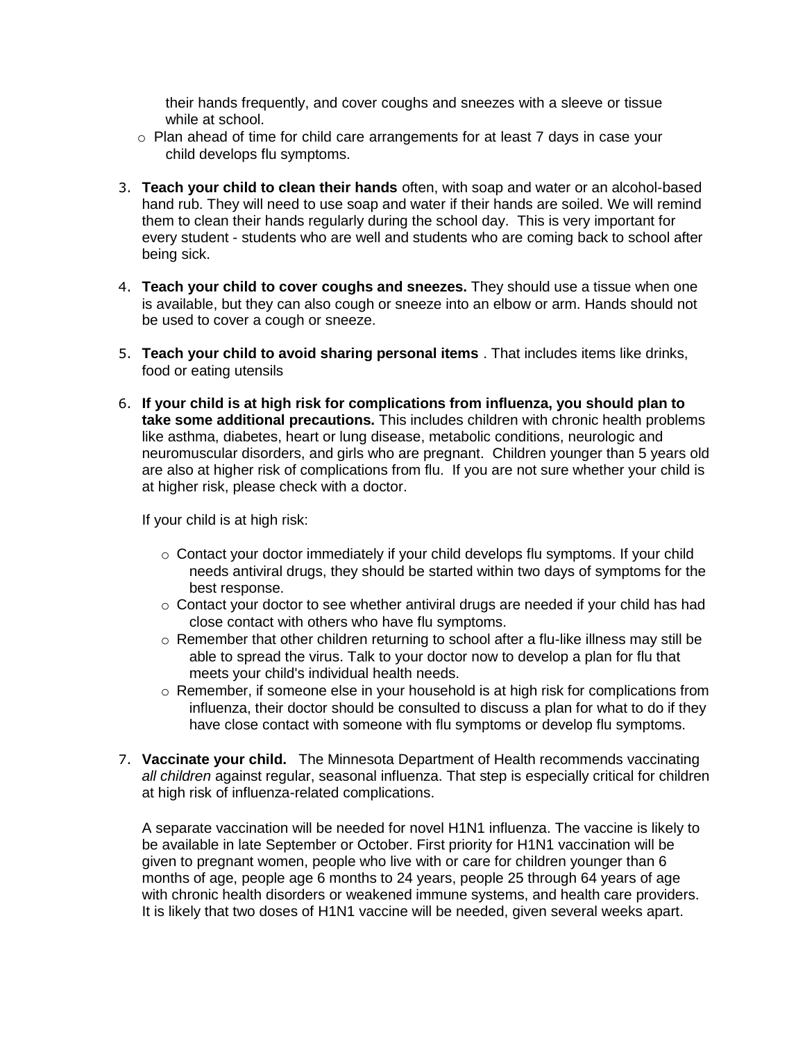their hands frequently, and cover coughs and sneezes with a sleeve or tissue while at school.

- Plan ahead of time for child care arrangements for at least 7 days in case your child develops flu symptoms.

3. **Teach your child to clean their hands** often, with soap and water or an alcohol-based hand rub. They will need to use soap and water if their hands are soiled. We will remind them to clean their hands regularly during the school day. This is very important for every student - students who are well and students who are coming back to school after being sick.

4. **Teach your child to cover coughs and sneezes.** They should use a tissue when one is available, but they can also cough or sneeze into an elbow or arm. Hands should not be used to cover a cough or sneeze.

5. **Teach your child to avoid sharing personal items** . That includes items like drinks, food or eating utensils

6. **If your child is at high risk for complications from influenza, you should plan to take some additional precautions.** This includes children with chronic health problems like asthma, diabetes, heart or lung disease, metabolic conditions, neurologic and neuromuscular disorders, and girls who are pregnant. Children younger than 5 years old are also at higher risk of complications from flu. If you are not sure whether your child is at higher risk, please check with a doctor.

   If your child is at high risk:

   - Contact your doctor immediately if your child develops flu symptoms. If your child needs antiviral drugs, they should be started within two days of symptoms for the best response.
   - Contact your doctor to see whether antiviral drugs are needed if your child has had close contact with others who have flu symptoms.
   - Remember that other children returning to school after a flu-like illness may still be able to spread the virus. Talk to your doctor now to develop a plan for flu that meets your child's individual health needs.
   - Remember, if someone else in your household is at high risk for complications from influenza, their doctor should be consulted to discuss a plan for what to do if they have close contact with someone with flu symptoms or develop flu symptoms.

7. **Vaccinate your child.** The Minnesota Department of Health recommends vaccinating *all children* against regular, seasonal influenza. That step is especially critical for children at high risk of influenza-related complications.

   A separate vaccination will be needed for novel H1N1 influenza. The vaccine is likely to be available in late September or October. First priority for H1N1 vaccination will be given to pregnant women, people who live with or care for children younger than 6 months of age, people age 6 months to 24 years, people 25 through 64 years of age with chronic health disorders or weakened immune systems, and health care providers. It is likely that two doses of H1N1 vaccine will be needed, given several weeks apart.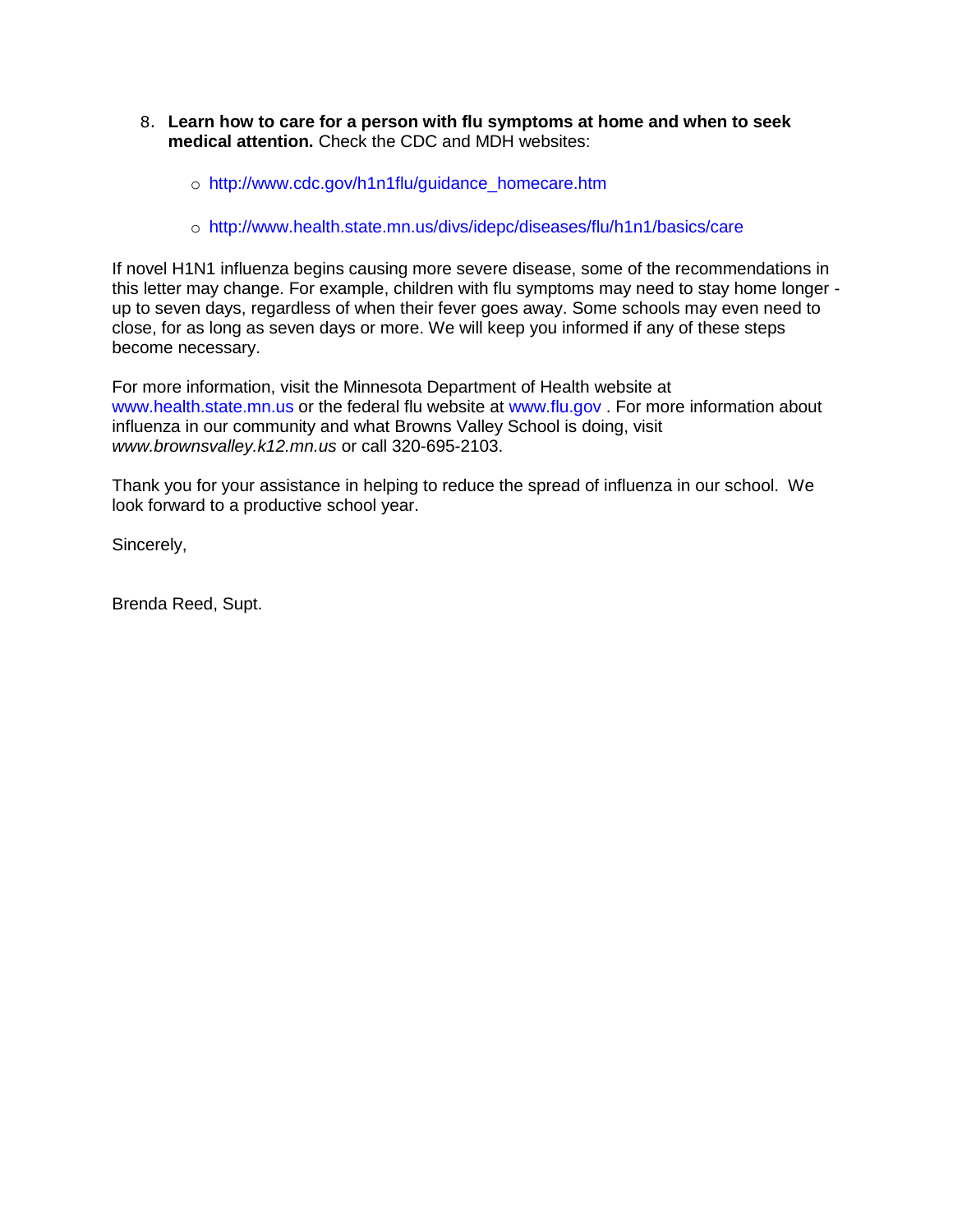8. **Learn how to care for a person with flu symptoms at home and when to seek medical attention.** Check the CDC and MDH websites:

    - http://www.cdc.gov/h1n1flu/guidance_homecare.htm

    - http://www.health.state.mn.us/divs/idepc/diseases/flu/h1n1/basics/care

If novel H1N1 influenza begins causing more severe disease, some of the recommendations in this letter may change. For example, children with flu symptoms may need to stay home longer - up to seven days, regardless of when their fever goes away. Some schools may even need to close, for as long as seven days or more. We will keep you informed if any of these steps become necessary.

For more information, visit the Minnesota Department of Health website at www.health.state.mn.us or the federal flu website at www.flu.gov . For more information about influenza in our community and what Browns Valley School is doing, visit *www.brownsvalley.k12.mn.us* or call 320-695-2103.

Thank you for your assistance in helping to reduce the spread of influenza in our school. We look forward to a productive school year.

Sincerely,

Brenda Reed, Supt.